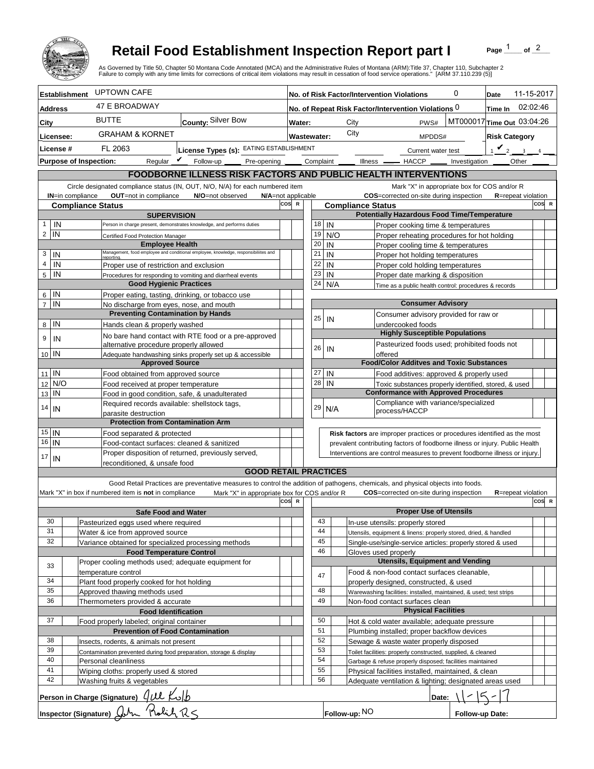# Retail Food Establishment Inspection Report part I

Page 1 of 2

As Governed by Title 50, Chapter 50 Montana Code Annotated (MCA) and the Administrative Rules of Montana (ARM):Title 37, Chapter 110, Subchapter 2
Failure to comply with any time limits for corrections of critical item violations may result in cessation of food service operations." [ARM 37.110.239 (5)]

| | | | |
|---|---|---|---|
| **Establishment** UPTOWN CAFE | | **No. of Risk Factor/Intervention Violations** 0 | **Date** 11-15-2017 |
| **Address** 47 E BROADWAY | | **No. of Repeat Risk Factor/Intervention Violations** 0 | **Time In** 02:02:46 |
| **City** BUTTE | **County:** Silver Bow | **Water:** City PWS# MT000017 | **Time Out** 03:04:26 |
| **Licensee:** GRAHAM & KORNET | | **Wastewater:** City MPDDS# | **Risk Category** |
| **License #** FL 2063 | **License Types (s):** EATING ESTABLISHMENT | Current water test | 1 ✔ 2 3 4 |
| **Purpose of Inspection:** Regular ✔ Follow-up ___ Pre-opening ___ Complaint ___ Illness ___ HACCP ___ Investigation ___ Other ___ | | | |

## FOODBORNE ILLNESS RISK FACTORS AND PUBLIC HEALTH INTERVENTIONS

Circle designated compliance status (IN, OUT, N/O, N/A) for each numbered item — **IN**=in compliance **OUT**=not in compliance **N/O**=not observed **N/A**=not applicable

Mark "X" in appropriate box for COS and/or R — **COS**=corrected on-site during inspection **R**=repeat violation

| # | Compliance Status | Item | COS | R |
|---|---|---|---|---|
| | | **Supervision** | | |
| 1 | IN | Person in charge present, demonstrates knowledge, and performs duties | | |
| 2 | IN | Certified Food Protection Manager | | |
| | | **Employee Health** | | |
| 3 | IN | Management, food employee and conditional employee, knowledge, responsibiliites and reporting. | | |
| 4 | IN | Proper use of restriction and exclusion | | |
| 5 | IN | Procedures for responding to vomiting and diarrheal events | | |
| | | **Good Hygienic Practices** | | |
| 6 | IN | Proper eating, tasting, drinking, or tobacco use | | |
| 7 | IN | No discharge from eyes, nose, and mouth | | |
| | | **Preventing Contamination by Hands** | | |
| 8 | IN | Hands clean & properly washed | | |
| 9 | IN | No bare hand contact with RTE food or a pre-approved alternative procedure properly allowed | | |
| 10 | IN | Adequate handwashing sinks properly set up & accessible | | |
| | | **Approved Source** | | |
| 11 | IN | Food obtained from approved source | | |
| 12 | N/O | Food received at proper temperature | | |
| 13 | IN | Food in good condition, safe, & unadulterated | | |
| 14 | IN | Required records available: shellstock tags, parasite destruction | | |
| | | **Protection from Contamination Arm** | | |
| 15 | IN | Food separated & protected | | |
| 16 | IN | Food-contact surfaces: cleaned & sanitized | | |
| 17 | IN | Proper disposition of returned, previously served, reconditioned, & unsafe food | | |
| | | **Potentially Hazardous Food Time/Temperature** | | |
| 18 | IN | Proper cooking time & temperatures | | |
| 19 | N/O | Proper reheating procedures for hot holding | | |
| 20 | IN | Proper cooling time & temperatures | | |
| 21 | IN | Proper hot holding temperatures | | |
| 22 | IN | Proper cold holding temperatures | | |
| 23 | IN | Proper date marking & disposition | | |
| 24 | N/A | Time as a public health control: procedures & records | | |
| | | **Consumer Advisory** | | |
| 25 | IN | Consumer advisory provided for raw or undercooked foods | | |
| | | **Highly Susceptible Populations** | | |
| 26 | IN | Pasteurized foods used; prohibited foods not offered | | |
| | | **Food/Color Additves and Toxic Substances** | | |
| 27 | IN | Food additives: approved & properly used | | |
| 28 | IN | Toxic substances properly identified, stored, & used | | |
| | | **Conformance with Approved Procedures** | | |
| 29 | N/A | Compliance with variance/specialized process/HACCP | | |

**Risk factors** are improper practices or procedures identified as the most prevalent contributing factors of foodborne illness or injury. Public Health Interventions are control measures to prevent foodborne illness or injury.

## GOOD RETAIL PRACTICES

Good Retail Practices are preventative measures to control the addition of pathogens, chemicals, and physical objects into foods.

Mark "X" in box if numbered item is **not** in compliance — Mark "X" in appropriate box for COS and/or R — **COS**=corrected on-site during inspection **R**=repeat violation

| # | X | Item | COS | R |
|---|---|---|---|---|
| | | **Safe Food and Water** | | |
| 30 | | Pasteurized eggs used where required | | |
| 31 | | Water & ice from approved source | | |
| 32 | | Variance obtained for specialized processing methods | | |
| | | **Food Temperature Control** | | |
| 33 | | Proper cooling methods used; adequate equipment for temperature control | | |
| 34 | | Plant food properly cooked for hot holding | | |
| 35 | | Approved thawing methods used | | |
| 36 | | Thermometers provided & accurate | | |
| | | **Food Identification** | | |
| 37 | | Food properly labeled; original container | | |
| | | **Prevention of Food Contamination** | | |
| 38 | | Insects, rodents, & animals not present | | |
| 39 | | Contamination prevented during food preparation, storage & display | | |
| 40 | | Personal cleanliness | | |
| 41 | | Wiping cloths: properly used & stored | | |
| 42 | | Washing fruits & vegetables | | |
| | | **Proper Use of Utensils** | | |
| 43 | | In-use utensils: properly stored | | |
| 44 | | Utensils, equipment & linens: properly stored, dried, & handled | | |
| 45 | | Single-use/single-service articles: properly stored & used | | |
| 46 | | Gloves used properly | | |
| | | **Utensils, Equipment and Vending** | | |
| 47 | | Food & non-food contact surfaces cleanable, properly designed, constructed, & used | | |
| 48 | | Warewashing facilities: installed, maintained, & used; test strips | | |
| 49 | | Non-food contact surfaces clean | | |
| | | **Physical Facilities** | | |
| 50 | | Hot & cold water available; adequate pressure | | |
| 51 | | Plumbing installed; proper backflow devices | | |
| 52 | | Sewage & waste water properly disposed | | |
| 53 | | Toilet facilities: properly constructed, supplied, & cleaned | | |
| 54 | | Garbage & refuse properly disposed; facilities maintained | | |
| 55 | | Physical facilities installed, maintained, & clean | | |
| 56 | | Adequate ventilation & lighting; designated areas used | | |

**Person in Charge (Signature)** Jill Kolb **Date:** 11-15-17

**Inspector (Signature)** John Rolich RS **Follow-up:** NO **Follow-up Date:**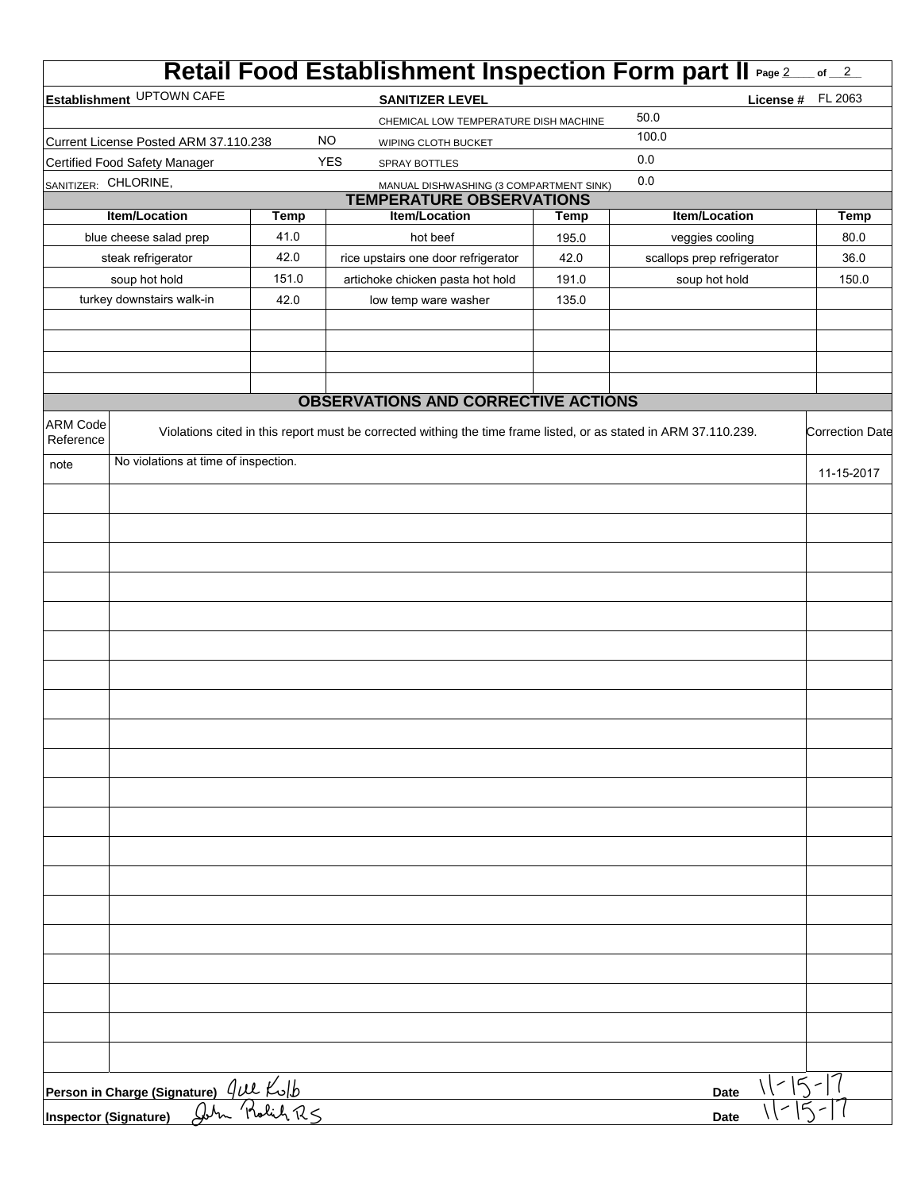# Retail Food Establishment Inspection Form part II

| | | | |
|---|---|---|---|
| Establishment UPTOWN CAFE | | SANITIZER LEVEL | License # FL 2063 |
| | | CHEMICAL LOW TEMPERATURE DISH MACHINE | 50.0 |
| Current License Posted ARM 37.110.238 | NO | WIPING CLOTH BUCKET | 100.0 |
| Certified Food Safety Manager | YES | SPRAY BOTTLES | 0.0 |
| SANITIZER: CHLORINE, | | MANUAL DISHWASHING (3 COMPARTMENT SINK) | 0.0 |

## TEMPERATURE OBSERVATIONS

| Item/Location | Temp | Item/Location | Temp | Item/Location | Temp |
|---|---|---|---|---|---|
| blue cheese salad prep | 41.0 | hot beef | 195.0 | veggies cooling | 80.0 |
| steak refrigerator | 42.0 | rice upstairs one door refrigerator | 42.0 | scallops prep refrigerator | 36.0 |
| soup hot hold | 151.0 | artichoke chicken pasta hot hold | 191.0 | soup hot hold | 150.0 |
| turkey downstairs walk-in | 42.0 | low temp ware washer | 135.0 | | |

## OBSERVATIONS AND CORRECTIVE ACTIONS

| ARM Code Reference | Violations cited in this report must be corrected withing the time frame listed, or as stated in ARM 37.110.239. | Correction Date |
|---|---|---|
| note | No violations at time of inspection. | 11-15-2017 |

Person in Charge (Signature) Jill Kolb Date 11-15-17

Inspector (Signature) John Rolich RS Date 11-15-17